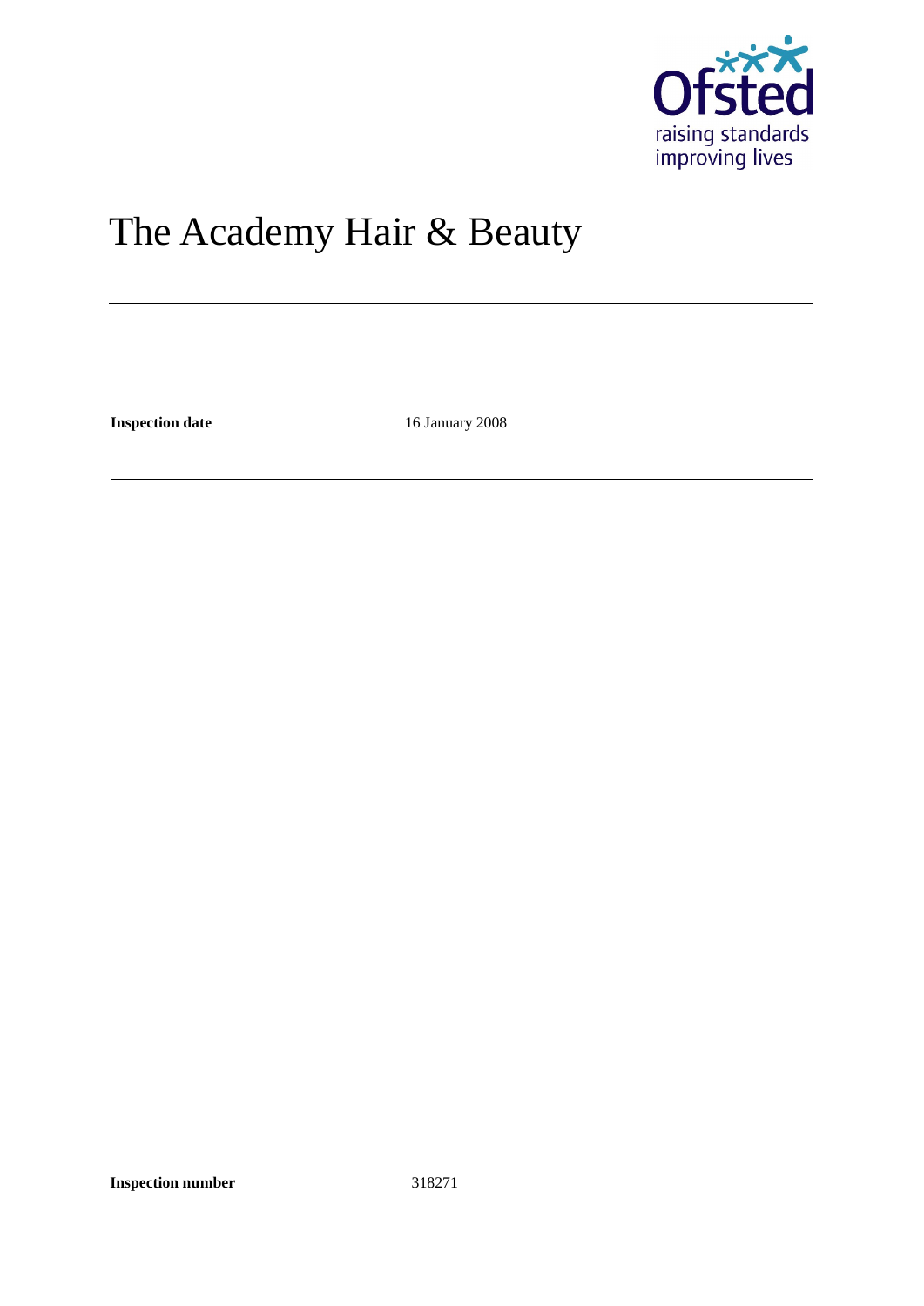Ofsted

raising standards
improving lives

# The Academy Hair & Beauty

**Inspection date** 16 January 2008

**Inspection number** 318271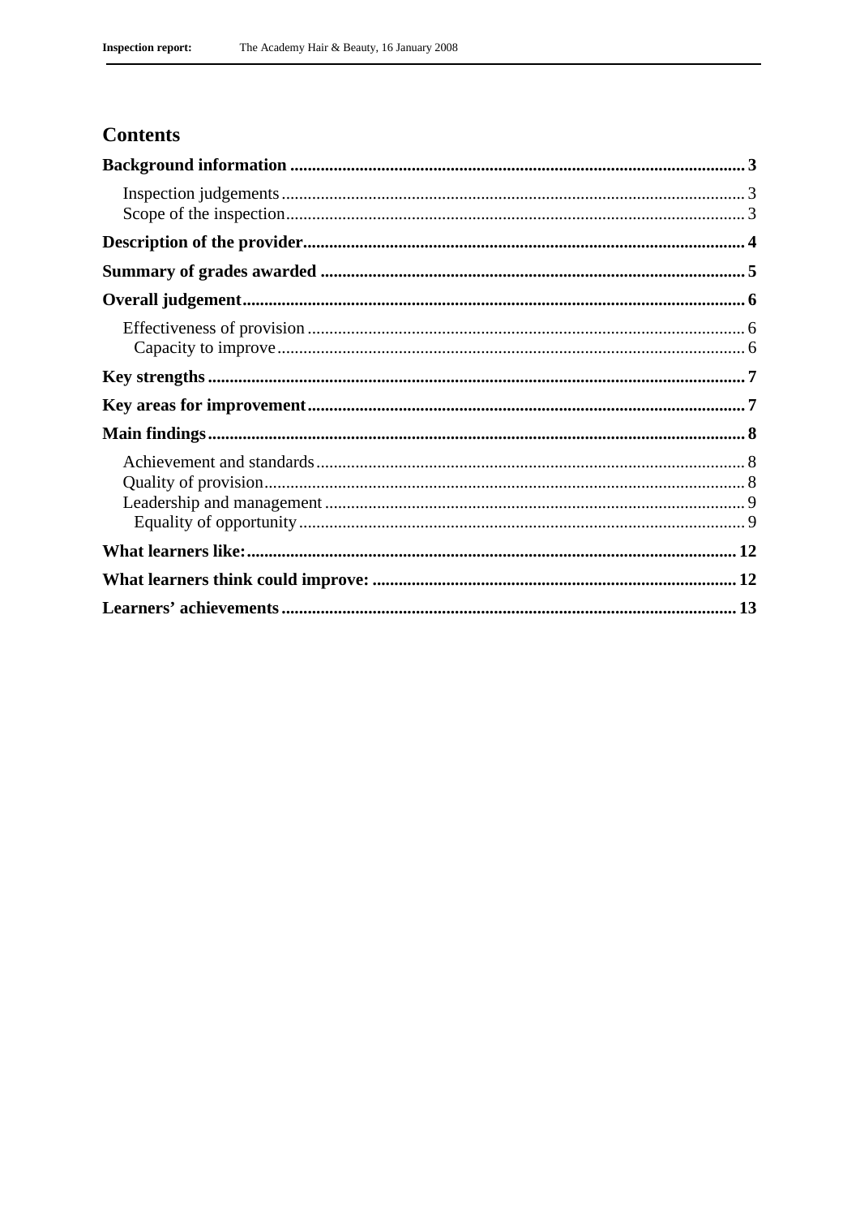## Contents

**Background information** 3

- Inspection judgements 3
- Scope of the inspection 3

**Description of the provider** 4

**Summary of grades awarded** 5

**Overall judgement** 6

- Effectiveness of provision 6
  - Capacity to improve 6

**Key strengths** 7

**Key areas for improvement** 7

**Main findings** 8

- Achievement and standards 8
- Quality of provision 8
- Leadership and management 9
  - Equality of opportunity 9

**What learners like:** 12

**What learners think could improve:** 12

**Learners' achievements** 13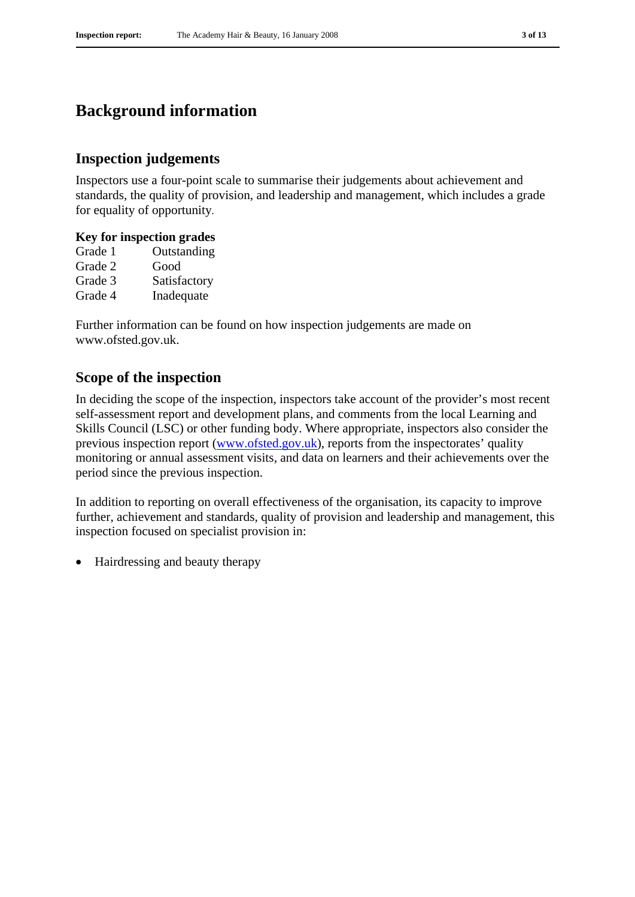# Background information

## Inspection judgements

Inspectors use a four-point scale to summarise their judgements about achievement and standards, the quality of provision, and leadership and management, which includes a grade for equality of opportunity.

**Key for inspection grades**

| | |
|---|---|
| Grade 1 | Outstanding |
| Grade 2 | Good |
| Grade 3 | Satisfactory |
| Grade 4 | Inadequate |

Further information can be found on how inspection judgements are made on www.ofsted.gov.uk.

## Scope of the inspection

In deciding the scope of the inspection, inspectors take account of the provider's most recent self-assessment report and development plans, and comments from the local Learning and Skills Council (LSC) or other funding body. Where appropriate, inspectors also consider the previous inspection report (www.ofsted.gov.uk), reports from the inspectorates' quality monitoring or annual assessment visits, and data on learners and their achievements over the period since the previous inspection.

In addition to reporting on overall effectiveness of the organisation, its capacity to improve further, achievement and standards, quality of provision and leadership and management, this inspection focused on specialist provision in:

- Hairdressing and beauty therapy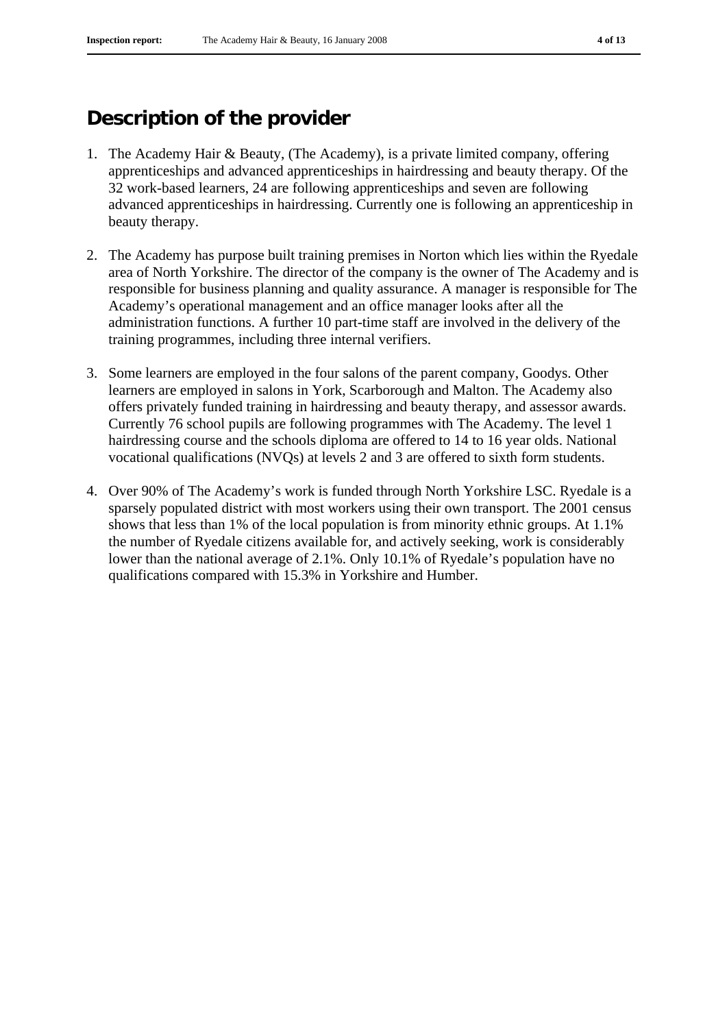## Description of the provider

1. The Academy Hair & Beauty, (The Academy), is a private limited company, offering apprenticeships and advanced apprenticeships in hairdressing and beauty therapy. Of the 32 work-based learners, 24 are following apprenticeships and seven are following advanced apprenticeships in hairdressing. Currently one is following an apprenticeship in beauty therapy.

2. The Academy has purpose built training premises in Norton which lies within the Ryedale area of North Yorkshire. The director of the company is the owner of The Academy and is responsible for business planning and quality assurance. A manager is responsible for The Academy's operational management and an office manager looks after all the administration functions. A further 10 part-time staff are involved in the delivery of the training programmes, including three internal verifiers.

3. Some learners are employed in the four salons of the parent company, Goodys. Other learners are employed in salons in York, Scarborough and Malton. The Academy also offers privately funded training in hairdressing and beauty therapy, and assessor awards. Currently 76 school pupils are following programmes with The Academy. The level 1 hairdressing course and the schools diploma are offered to 14 to 16 year olds. National vocational qualifications (NVQs) at levels 2 and 3 are offered to sixth form students.

4. Over 90% of The Academy's work is funded through North Yorkshire LSC. Ryedale is a sparsely populated district with most workers using their own transport. The 2001 census shows that less than 1% of the local population is from minority ethnic groups. At 1.1% the number of Ryedale citizens available for, and actively seeking, work is considerably lower than the national average of 2.1%. Only 10.1% of Ryedale's population have no qualifications compared with 15.3% in Yorkshire and Humber.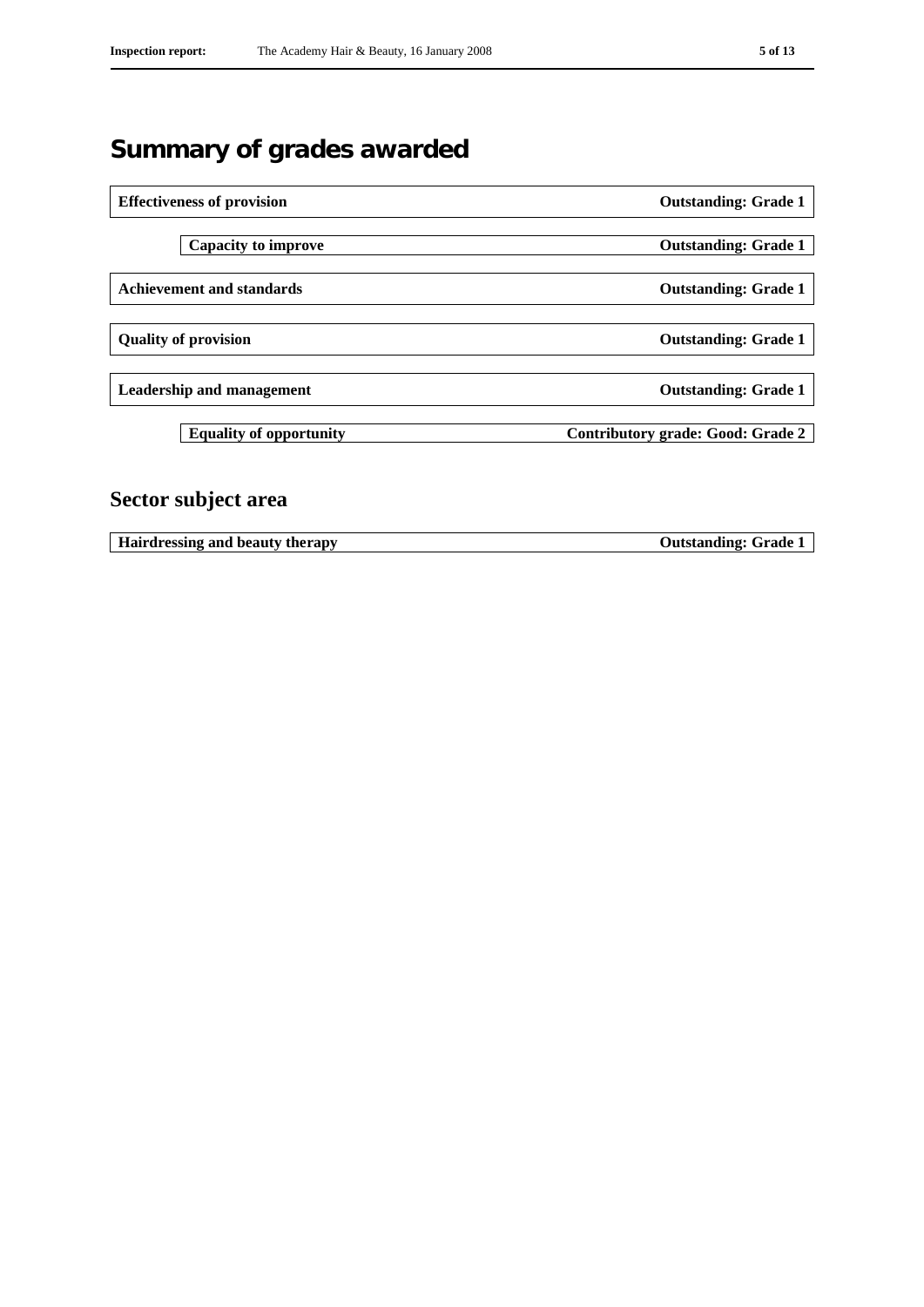# Summary of grades awarded

| | |
|---|---|
| **Effectiveness of provision** | **Outstanding: Grade 1** |
| **Capacity to improve** | **Outstanding: Grade 1** |
| **Achievement and standards** | **Outstanding: Grade 1** |
| **Quality of provision** | **Outstanding: Grade 1** |
| **Leadership and management** | **Outstanding: Grade 1** |
| **Equality of opportunity** | **Contributory grade: Good: Grade 2** |

## Sector subject area

| | |
|---|---|
| **Hairdressing and beauty therapy** | **Outstanding: Grade 1** |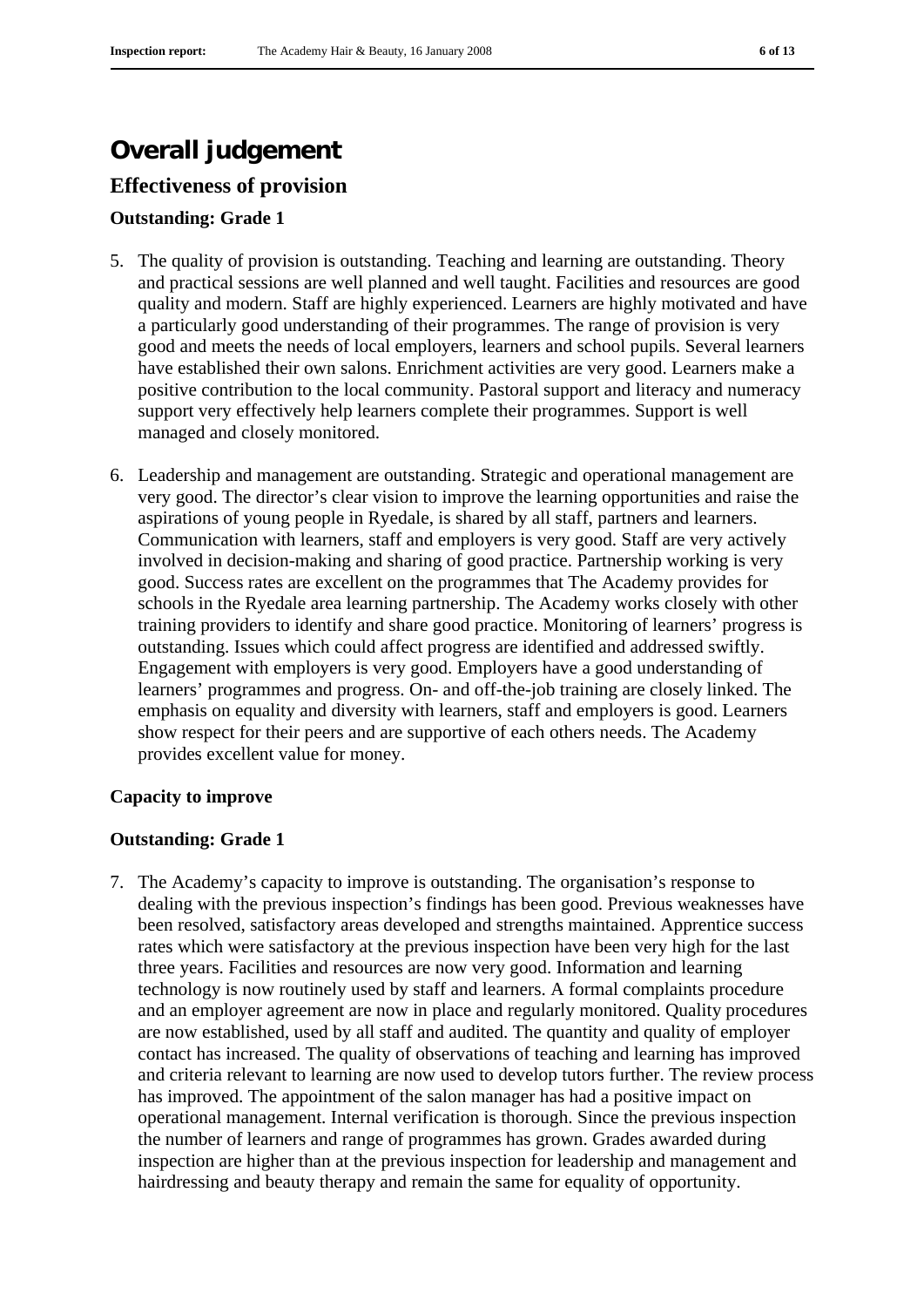# Overall judgement

## Effectiveness of provision

### Outstanding: Grade 1

5. The quality of provision is outstanding. Teaching and learning are outstanding. Theory and practical sessions are well planned and well taught. Facilities and resources are good quality and modern. Staff are highly experienced. Learners are highly motivated and have a particularly good understanding of their programmes. The range of provision is very good and meets the needs of local employers, learners and school pupils. Several learners have established their own salons. Enrichment activities are very good. Learners make a positive contribution to the local community. Pastoral support and literacy and numeracy support very effectively help learners complete their programmes. Support is well managed and closely monitored.

6. Leadership and management are outstanding. Strategic and operational management are very good. The director's clear vision to improve the learning opportunities and raise the aspirations of young people in Ryedale, is shared by all staff, partners and learners. Communication with learners, staff and employers is very good. Staff are very actively involved in decision-making and sharing of good practice. Partnership working is very good. Success rates are excellent on the programmes that The Academy provides for schools in the Ryedale area learning partnership. The Academy works closely with other training providers to identify and share good practice. Monitoring of learners' progress is outstanding. Issues which could affect progress are identified and addressed swiftly. Engagement with employers is very good. Employers have a good understanding of learners' programmes and progress. On- and off-the-job training are closely linked. The emphasis on equality and diversity with learners, staff and employers is good. Learners show respect for their peers and are supportive of each others needs. The Academy provides excellent value for money.

### Capacity to improve

### Outstanding: Grade 1

7. The Academy's capacity to improve is outstanding. The organisation's response to dealing with the previous inspection's findings has been good. Previous weaknesses have been resolved, satisfactory areas developed and strengths maintained. Apprentice success rates which were satisfactory at the previous inspection have been very high for the last three years. Facilities and resources are now very good. Information and learning technology is now routinely used by staff and learners. A formal complaints procedure and an employer agreement are now in place and regularly monitored. Quality procedures are now established, used by all staff and audited. The quantity and quality of employer contact has increased. The quality of observations of teaching and learning has improved and criteria relevant to learning are now used to develop tutors further. The review process has improved. The appointment of the salon manager has had a positive impact on operational management. Internal verification is thorough. Since the previous inspection the number of learners and range of programmes has grown. Grades awarded during inspection are higher than at the previous inspection for leadership and management and hairdressing and beauty therapy and remain the same for equality of opportunity.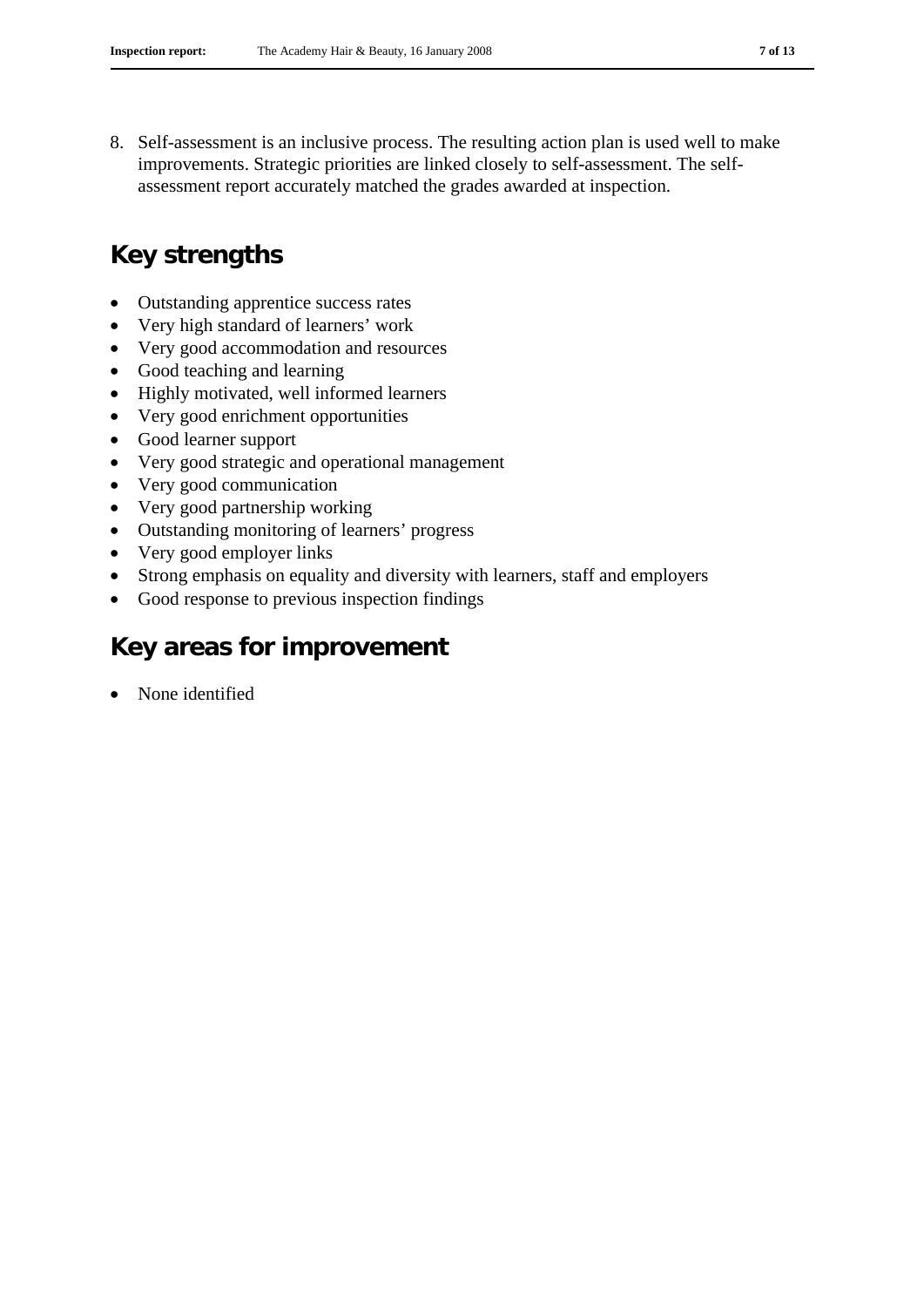8. Self-assessment is an inclusive process. The resulting action plan is used well to make improvements. Strategic priorities are linked closely to self-assessment. The self-assessment report accurately matched the grades awarded at inspection.

## Key strengths

- Outstanding apprentice success rates
- Very high standard of learners' work
- Very good accommodation and resources
- Good teaching and learning
- Highly motivated, well informed learners
- Very good enrichment opportunities
- Good learner support
- Very good strategic and operational management
- Very good communication
- Very good partnership working
- Outstanding monitoring of learners' progress
- Very good employer links
- Strong emphasis on equality and diversity with learners, staff and employers
- Good response to previous inspection findings

## Key areas for improvement

- None identified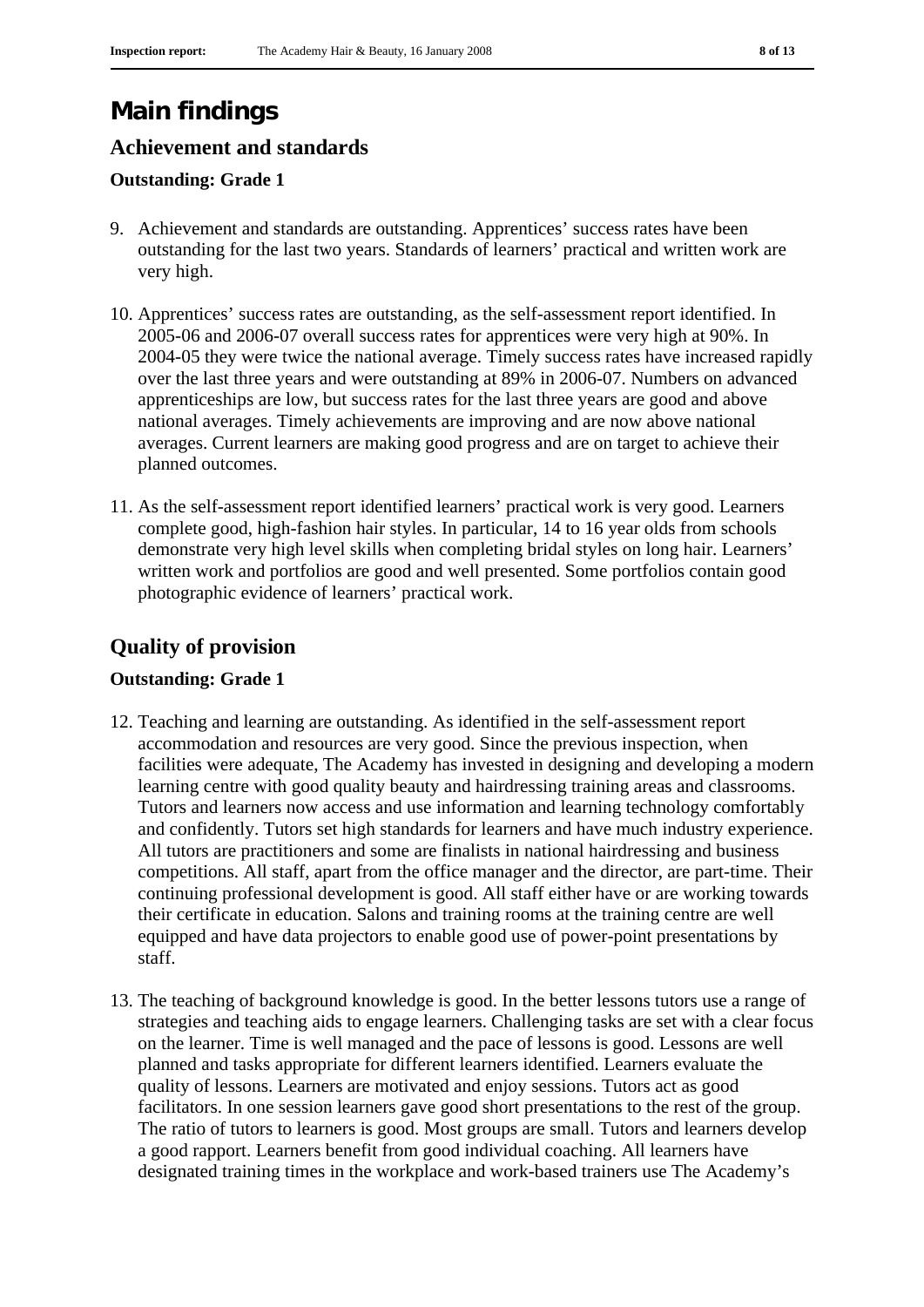# Main findings

## Achievement and standards

**Outstanding: Grade 1**

9. Achievement and standards are outstanding. Apprentices' success rates have been outstanding for the last two years. Standards of learners' practical and written work are very high.

10. Apprentices' success rates are outstanding, as the self-assessment report identified. In 2005-06 and 2006-07 overall success rates for apprentices were very high at 90%. In 2004-05 they were twice the national average. Timely success rates have increased rapidly over the last three years and were outstanding at 89% in 2006-07. Numbers on advanced apprenticeships are low, but success rates for the last three years are good and above national averages. Timely achievements are improving and are now above national averages. Current learners are making good progress and are on target to achieve their planned outcomes.

11. As the self-assessment report identified learners' practical work is very good. Learners complete good, high-fashion hair styles. In particular, 14 to 16 year olds from schools demonstrate very high level skills when completing bridal styles on long hair. Learners' written work and portfolios are good and well presented. Some portfolios contain good photographic evidence of learners' practical work.

## Quality of provision

**Outstanding: Grade 1**

12. Teaching and learning are outstanding. As identified in the self-assessment report accommodation and resources are very good. Since the previous inspection, when facilities were adequate, The Academy has invested in designing and developing a modern learning centre with good quality beauty and hairdressing training areas and classrooms. Tutors and learners now access and use information and learning technology comfortably and confidently. Tutors set high standards for learners and have much industry experience. All tutors are practitioners and some are finalists in national hairdressing and business competitions. All staff, apart from the office manager and the director, are part-time. Their continuing professional development is good. All staff either have or are working towards their certificate in education. Salons and training rooms at the training centre are well equipped and have data projectors to enable good use of power-point presentations by staff.

13. The teaching of background knowledge is good. In the better lessons tutors use a range of strategies and teaching aids to engage learners. Challenging tasks are set with a clear focus on the learner. Time is well managed and the pace of lessons is good. Lessons are well planned and tasks appropriate for different learners identified. Learners evaluate the quality of lessons. Learners are motivated and enjoy sessions. Tutors act as good facilitators. In one session learners gave good short presentations to the rest of the group. The ratio of tutors to learners is good. Most groups are small. Tutors and learners develop a good rapport. Learners benefit from good individual coaching. All learners have designated training times in the workplace and work-based trainers use The Academy's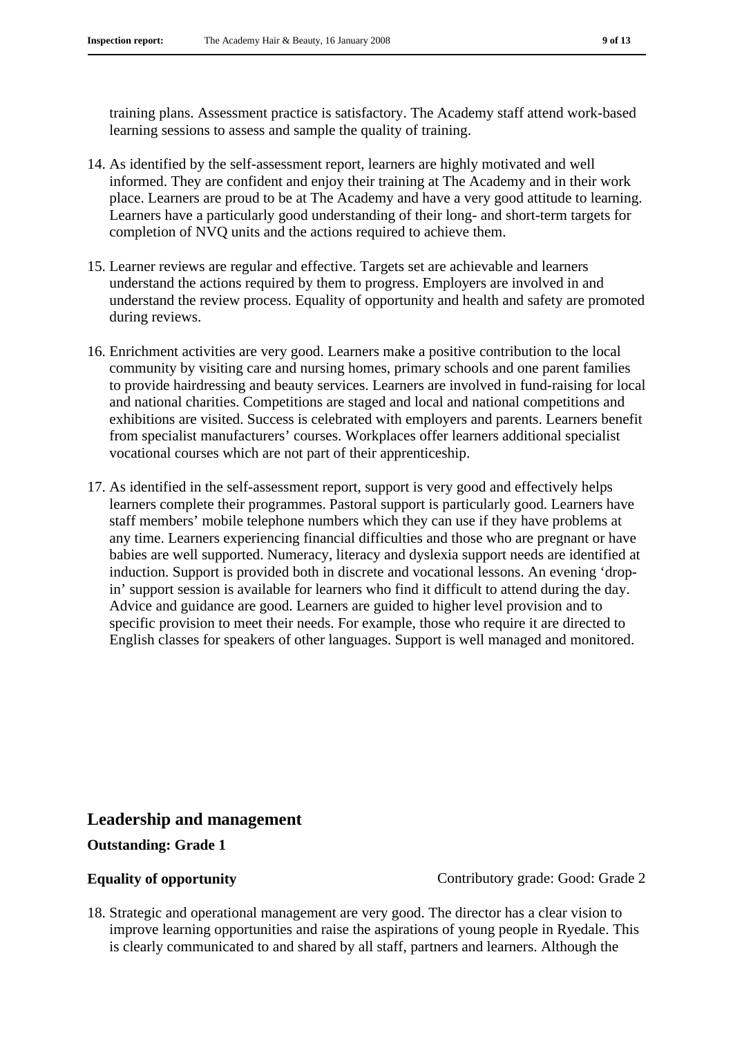training plans. Assessment practice is satisfactory. The Academy staff attend work-based learning sessions to assess and sample the quality of training.

14. As identified by the self-assessment report, learners are highly motivated and well informed. They are confident and enjoy their training at The Academy and in their work place. Learners are proud to be at The Academy and have a very good attitude to learning. Learners have a particularly good understanding of their long- and short-term targets for completion of NVQ units and the actions required to achieve them.

15. Learner reviews are regular and effective. Targets set are achievable and learners understand the actions required by them to progress. Employers are involved in and understand the review process. Equality of opportunity and health and safety are promoted during reviews.

16. Enrichment activities are very good. Learners make a positive contribution to the local community by visiting care and nursing homes, primary schools and one parent families to provide hairdressing and beauty services. Learners are involved in fund-raising for local and national charities. Competitions are staged and local and national competitions and exhibitions are visited. Success is celebrated with employers and parents. Learners benefit from specialist manufacturers' courses. Workplaces offer learners additional specialist vocational courses which are not part of their apprenticeship.

17. As identified in the self-assessment report, support is very good and effectively helps learners complete their programmes. Pastoral support is particularly good. Learners have staff members' mobile telephone numbers which they can use if they have problems at any time. Learners experiencing financial difficulties and those who are pregnant or have babies are well supported. Numeracy, literacy and dyslexia support needs are identified at induction. Support is provided both in discrete and vocational lessons. An evening 'drop-in' support session is available for learners who find it difficult to attend during the day. Advice and guidance are good. Learners are guided to higher level provision and to specific provision to meet their needs. For example, those who require it are directed to English classes for speakers of other languages. Support is well managed and monitored.

## Leadership and management

**Outstanding: Grade 1**

**Equality of opportunity** — Contributory grade: Good: Grade 2

18. Strategic and operational management are very good. The director has a clear vision to improve learning opportunities and raise the aspirations of young people in Ryedale. This is clearly communicated to and shared by all staff, partners and learners. Although the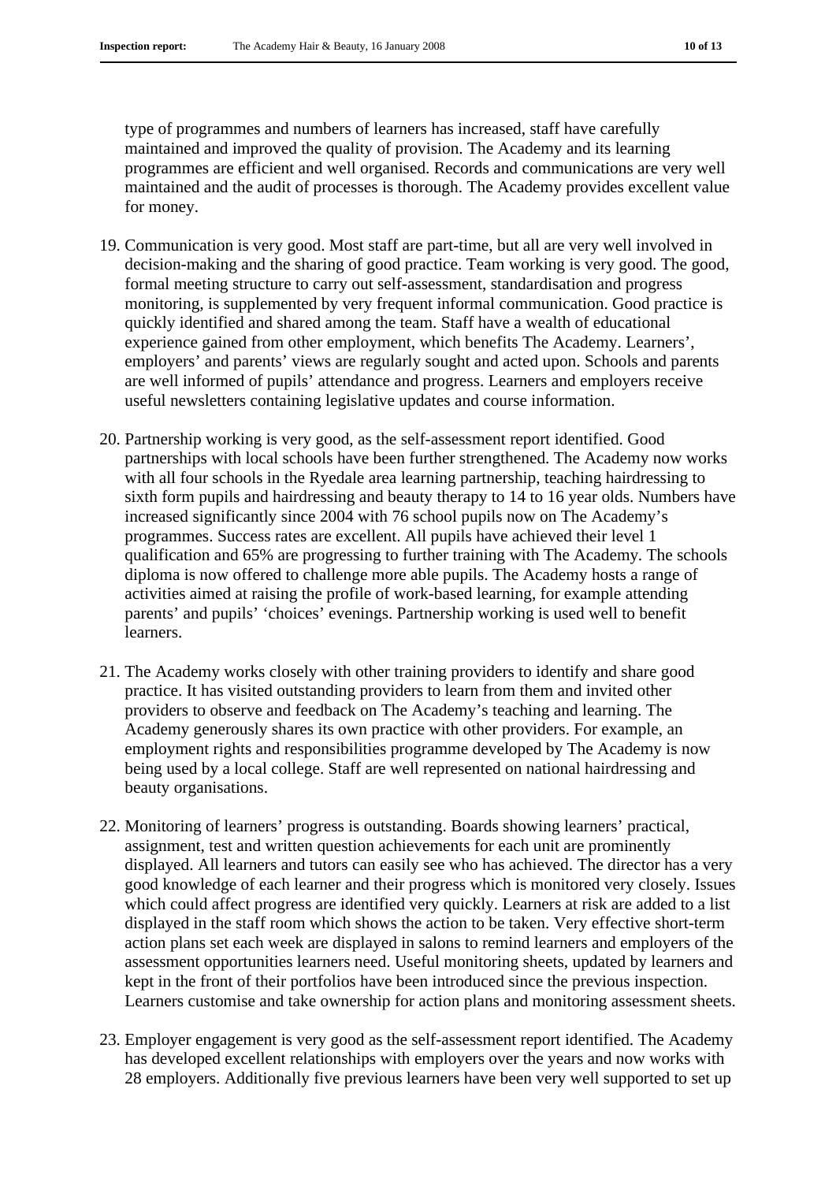type of programmes and numbers of learners has increased, staff have carefully maintained and improved the quality of provision. The Academy and its learning programmes are efficient and well organised. Records and communications are very well maintained and the audit of processes is thorough. The Academy provides excellent value for money.

19. Communication is very good. Most staff are part-time, but all are very well involved in decision-making and the sharing of good practice. Team working is very good. The good, formal meeting structure to carry out self-assessment, standardisation and progress monitoring, is supplemented by very frequent informal communication. Good practice is quickly identified and shared among the team. Staff have a wealth of educational experience gained from other employment, which benefits The Academy. Learners', employers' and parents' views are regularly sought and acted upon. Schools and parents are well informed of pupils' attendance and progress. Learners and employers receive useful newsletters containing legislative updates and course information.

20. Partnership working is very good, as the self-assessment report identified. Good partnerships with local schools have been further strengthened. The Academy now works with all four schools in the Ryedale area learning partnership, teaching hairdressing to sixth form pupils and hairdressing and beauty therapy to 14 to 16 year olds. Numbers have increased significantly since 2004 with 76 school pupils now on The Academy's programmes. Success rates are excellent. All pupils have achieved their level 1 qualification and 65% are progressing to further training with The Academy. The schools diploma is now offered to challenge more able pupils. The Academy hosts a range of activities aimed at raising the profile of work-based learning, for example attending parents' and pupils' 'choices' evenings. Partnership working is used well to benefit learners.

21. The Academy works closely with other training providers to identify and share good practice. It has visited outstanding providers to learn from them and invited other providers to observe and feedback on The Academy's teaching and learning. The Academy generously shares its own practice with other providers. For example, an employment rights and responsibilities programme developed by The Academy is now being used by a local college. Staff are well represented on national hairdressing and beauty organisations.

22. Monitoring of learners' progress is outstanding. Boards showing learners' practical, assignment, test and written question achievements for each unit are prominently displayed. All learners and tutors can easily see who has achieved. The director has a very good knowledge of each learner and their progress which is monitored very closely. Issues which could affect progress are identified very quickly. Learners at risk are added to a list displayed in the staff room which shows the action to be taken. Very effective short-term action plans set each week are displayed in salons to remind learners and employers of the assessment opportunities learners need. Useful monitoring sheets, updated by learners and kept in the front of their portfolios have been introduced since the previous inspection. Learners customise and take ownership for action plans and monitoring assessment sheets.

23. Employer engagement is very good as the self-assessment report identified. The Academy has developed excellent relationships with employers over the years and now works with 28 employers. Additionally five previous learners have been very well supported to set up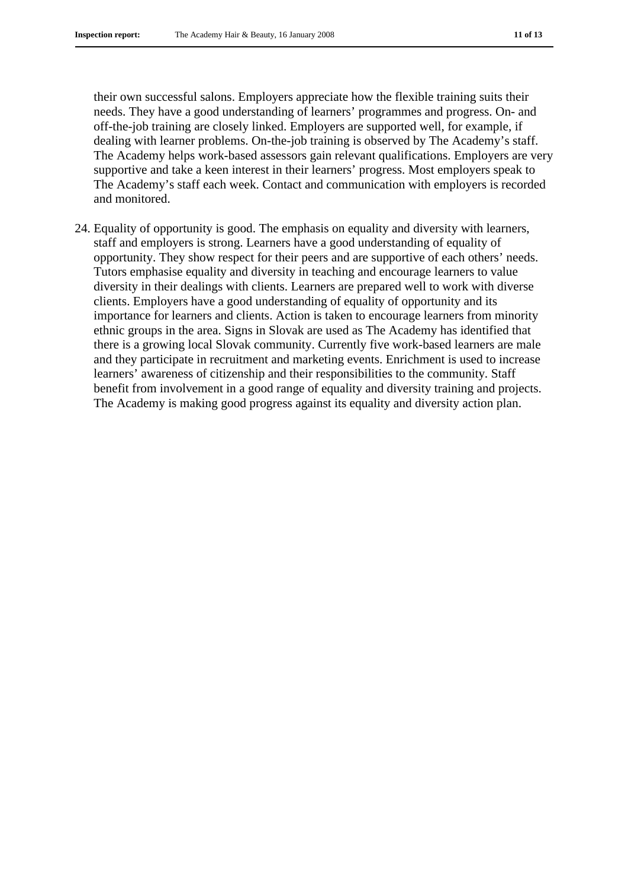their own successful salons. Employers appreciate how the flexible training suits their needs. They have a good understanding of learners' programmes and progress. On- and off-the-job training are closely linked. Employers are supported well, for example, if dealing with learner problems. On-the-job training is observed by The Academy's staff. The Academy helps work-based assessors gain relevant qualifications. Employers are very supportive and take a keen interest in their learners' progress. Most employers speak to The Academy's staff each week. Contact and communication with employers is recorded and monitored.

24. Equality of opportunity is good. The emphasis on equality and diversity with learners, staff and employers is strong. Learners have a good understanding of equality of opportunity. They show respect for their peers and are supportive of each others' needs. Tutors emphasise equality and diversity in teaching and encourage learners to value diversity in their dealings with clients. Learners are prepared well to work with diverse clients. Employers have a good understanding of equality of opportunity and its importance for learners and clients. Action is taken to encourage learners from minority ethnic groups in the area. Signs in Slovak are used as The Academy has identified that there is a growing local Slovak community. Currently five work-based learners are male and they participate in recruitment and marketing events. Enrichment is used to increase learners' awareness of citizenship and their responsibilities to the community. Staff benefit from involvement in a good range of equality and diversity training and projects. The Academy is making good progress against its equality and diversity action plan.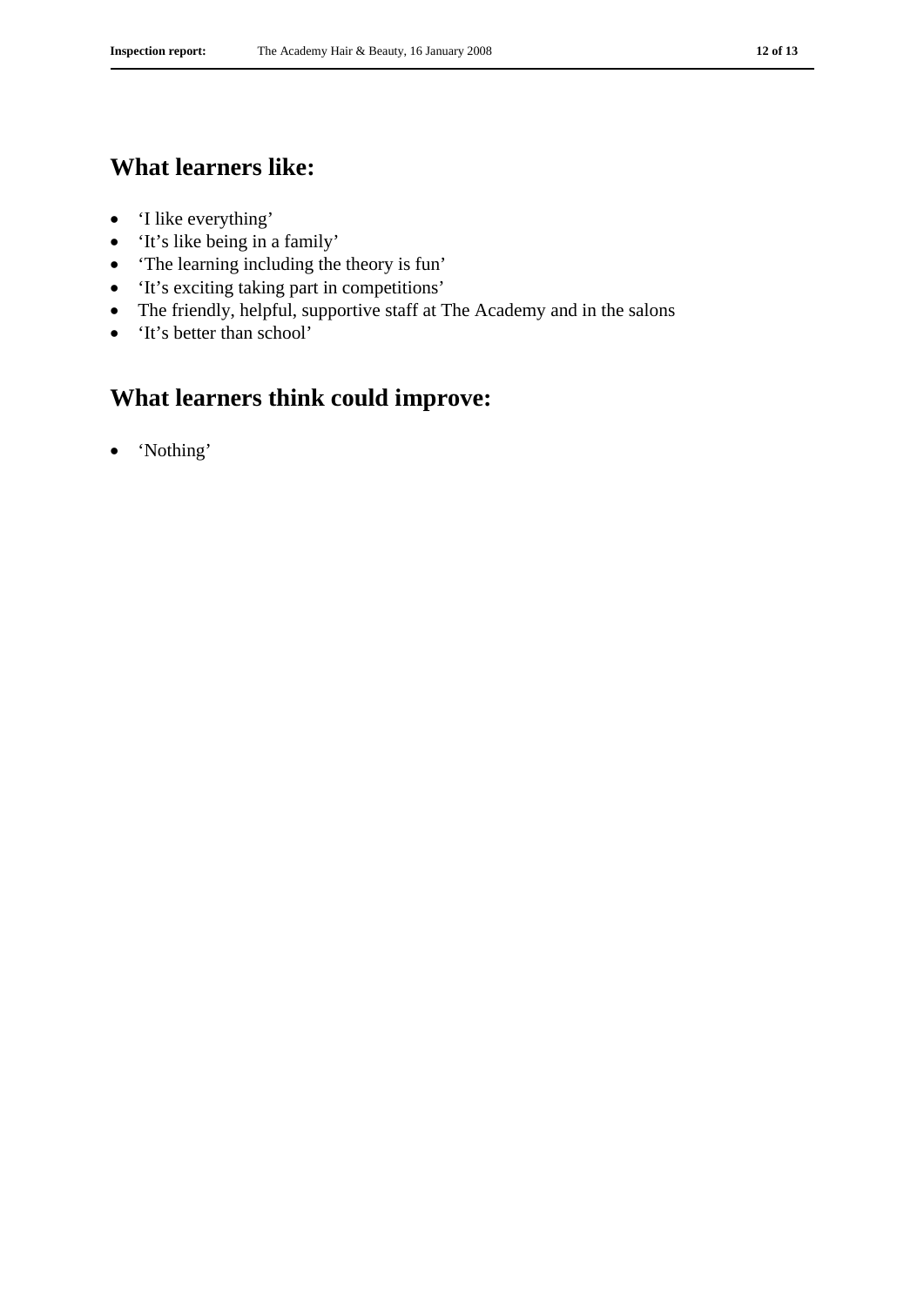## What learners like:

- 'I like everything'
- 'It's like being in a family'
- 'The learning including the theory is fun'
- 'It's exciting taking part in competitions'
- The friendly, helpful, supportive staff at The Academy and in the salons
- 'It's better than school'

## What learners think could improve:

- 'Nothing'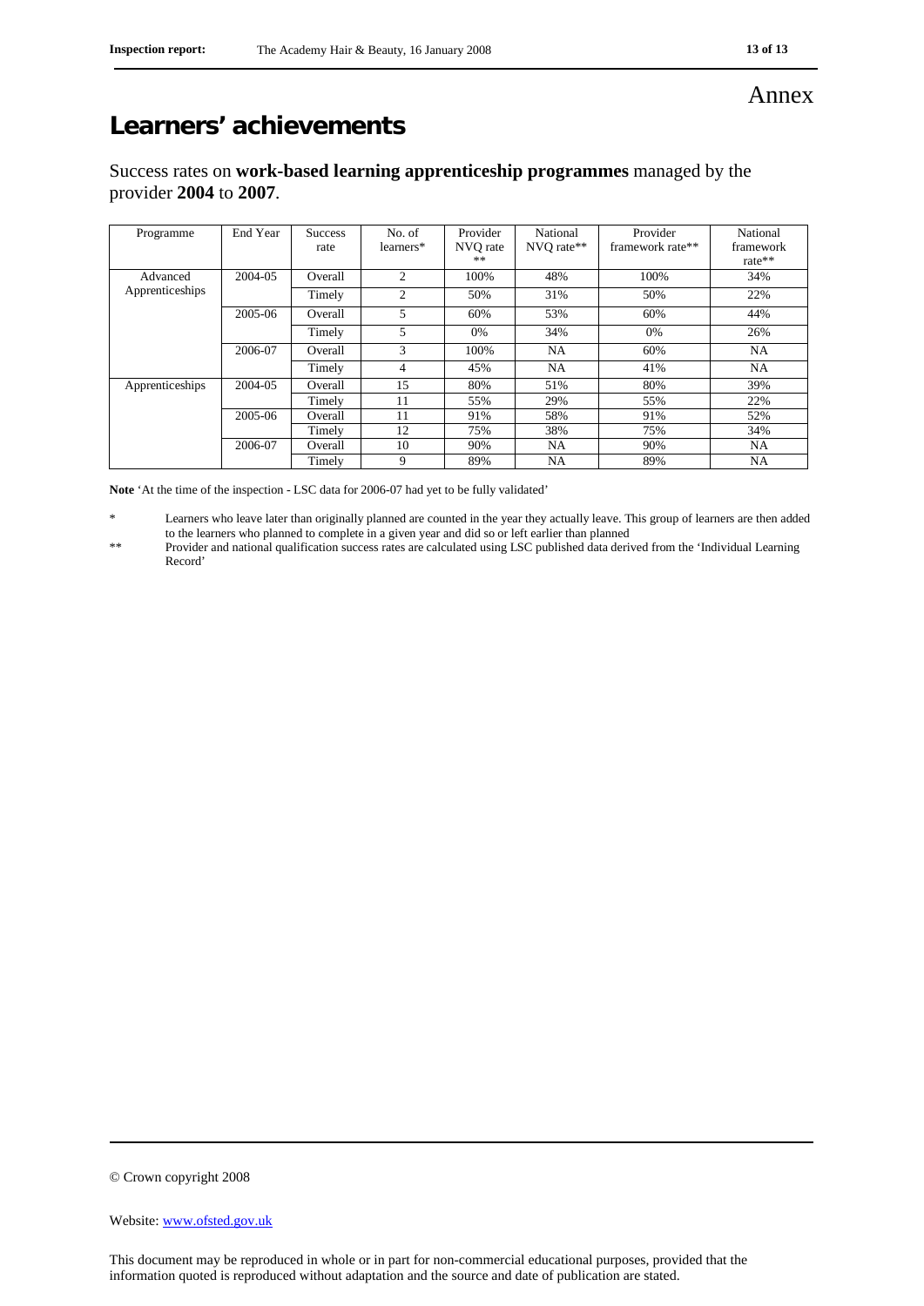Annex

# Learners' achievements

Success rates on **work-based learning apprenticeship programmes** managed by the provider **2004** to **2007**.

| Programme | End Year | Success rate | No. of learners* | Provider NVQ rate ** | National NVQ rate** | Provider framework rate** | National framework rate** |
|---|---|---|---|---|---|---|---|
| Advanced Apprenticeships | 2004-05 | Overall | 2 | 100% | 48% | 100% | 34% |
| | | Timely | 2 | 50% | 31% | 50% | 22% |
| | 2005-06 | Overall | 5 | 60% | 53% | 60% | 44% |
| | | Timely | 5 | 0% | 34% | 0% | 26% |
| | 2006-07 | Overall | 3 | 100% | NA | 60% | NA |
| | | Timely | 4 | 45% | NA | 41% | NA |
| Apprenticeships | 2004-05 | Overall | 15 | 80% | 51% | 80% | 39% |
| | | Timely | 11 | 55% | 29% | 55% | 22% |
| | 2005-06 | Overall | 11 | 91% | 58% | 91% | 52% |
| | | Timely | 12 | 75% | 38% | 75% | 34% |
| | 2006-07 | Overall | 10 | 90% | NA | 90% | NA |
| | | Timely | 9 | 89% | NA | 89% | NA |

**Note** 'At the time of the inspection - LSC data for 2006-07 had yet to be fully validated'

\* Learners who leave later than originally planned are counted in the year they actually leave. This group of learners are then added to the learners who planned to complete in a given year and did so or left earlier than planned

\*\* Provider and national qualification success rates are calculated using LSC published data derived from the 'Individual Learning Record'

© Crown copyright 2008

Website: www.ofsted.gov.uk

This document may be reproduced in whole or in part for non-commercial educational purposes, provided that the information quoted is reproduced without adaptation and the source and date of publication are stated.